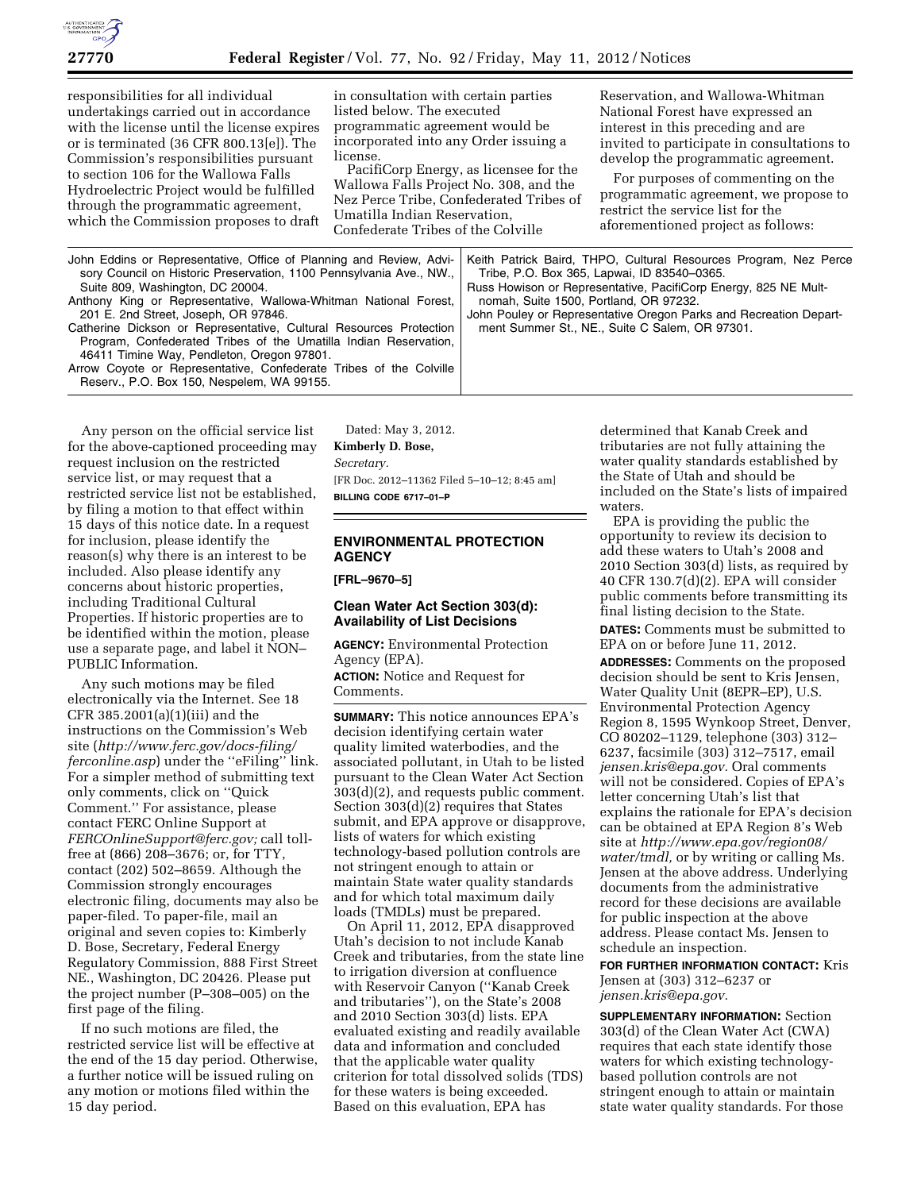responsibilities for all individual undertakings carried out in accordance with the license until the license expires or is terminated (36 CFR 800.13[e]). The Commission's responsibilities pursuant to section 106 for the Wallowa Falls Hydroelectric Project would be fulfilled through the programmatic agreement, which the Commission proposes to draft in consultation with certain parties listed below. The executed programmatic agreement would be incorporated into any Order issuing a license.

PacifiCorp Energy, as licensee for the Wallowa Falls Project No. 308, and the Nez Perce Tribe, Confederated Tribes of Umatilla Indian Reservation, Confederate Tribes of the Colville Reservation, and Wallowa-Whitman National Forest have expressed an interest in this preceding and are invited to participate in consultations to develop the programmatic agreement.

For purposes of commenting on the programmatic agreement, we propose to restrict the service list for the aforementioned project as follows:

| | |
|---|---|
| John Eddins or Representative, Office of Planning and Review, Advisory Council on Historic Preservation, 1100 Pennsylvania Ave., NW., Suite 809, Washington, DC 20004. | Keith Patrick Baird, THPO, Cultural Resources Program, Nez Perce Tribe, P.O. Box 365, Lapwai, ID 83540–0365. |
| Anthony King or Representative, Wallowa-Whitman National Forest, 201 E. 2nd Street, Joseph, OR 97846. | Russ Howison or Representative, PacifiCorp Energy, 825 NE Multnomah, Suite 1500, Portland, OR 97232. |
| Catherine Dickson or Representative, Cultural Resources Protection Program, Confederated Tribes of the Umatilla Indian Reservation, 46411 Timine Way, Pendleton, Oregon 97801. | John Pouley or Representative Oregon Parks and Recreation Department Summer St., NE., Suite C Salem, OR 97301. |
| Arrow Coyote or Representative, Confederate Tribes of the Colville Reserv., P.O. Box 150, Nespelem, WA 99155. | |

Any person on the official service list for the above-captioned proceeding may request inclusion on the restricted service list, or may request that a restricted service list not be established, by filing a motion to that effect within 15 days of this notice date. In a request for inclusion, please identify the reason(s) why there is an interest to be included. Also please identify any concerns about historic properties, including Traditional Cultural Properties. If historic properties are to be identified within the motion, please use a separate page, and label it NON–PUBLIC Information.

Any such motions may be filed electronically via the Internet. See 18 CFR 385.2001(a)(1)(iii) and the instructions on the Commission's Web site (*http://www.ferc.gov/docs-filing/ferconline.asp*) under the ''eFiling'' link. For a simpler method of submitting text only comments, click on ''Quick Comment.'' For assistance, please contact FERC Online Support at *FERCOnlineSupport@ferc.gov;* call toll-free at (866) 208–3676; or, for TTY, contact (202) 502–8659. Although the Commission strongly encourages electronic filing, documents may also be paper-filed. To paper-file, mail an original and seven copies to: Kimberly D. Bose, Secretary, Federal Energy Regulatory Commission, 888 First Street NE., Washington, DC 20426. Please put the project number (P–308–005) on the first page of the filing.

If no such motions are filed, the restricted service list will be effective at the end of the 15 day period. Otherwise, a further notice will be issued ruling on any motion or motions filed within the 15 day period.

Dated: May 3, 2012.

**Kimberly D. Bose,**

*Secretary.*

[FR Doc. 2012–11362 Filed 5–10–12; 8:45 am]

**BILLING CODE 6717–01–P**

## ENVIRONMENTAL PROTECTION AGENCY

**[FRL–9670–5]**

### Clean Water Act Section 303(d): Availability of List Decisions

**AGENCY:** Environmental Protection Agency (EPA).

**ACTION:** Notice and Request for Comments.

**SUMMARY:** This notice announces EPA's decision identifying certain water quality limited waterbodies, and the associated pollutant, in Utah to be listed pursuant to the Clean Water Act Section 303(d)(2), and requests public comment. Section 303(d)(2) requires that States submit, and EPA approve or disapprove, lists of waters for which existing technology-based pollution controls are not stringent enough to attain or maintain State water quality standards and for which total maximum daily loads (TMDLs) must be prepared.

On April 11, 2012, EPA disapproved Utah's decision to not include Kanab Creek and tributaries, from the state line to irrigation diversion at confluence with Reservoir Canyon (''Kanab Creek and tributaries''), on the State's 2008 and 2010 Section 303(d) lists. EPA evaluated existing and readily available data and information and concluded that the applicable water quality criterion for total dissolved solids (TDS) for these waters is being exceeded. Based on this evaluation, EPA has determined that Kanab Creek and tributaries are not fully attaining the water quality standards established by the State of Utah and should be included on the State's lists of impaired waters.

EPA is providing the public the opportunity to review its decision to add these waters to Utah's 2008 and 2010 Section 303(d) lists, as required by 40 CFR 130.7(d)(2). EPA will consider public comments before transmitting its final listing decision to the State.

**DATES:** Comments must be submitted to EPA on or before June 11, 2012.

**ADDRESSES:** Comments on the proposed decision should be sent to Kris Jensen, Water Quality Unit (8EPR–EP), U.S. Environmental Protection Agency Region 8, 1595 Wynkoop Street, Denver, CO 80202–1129, telephone (303) 312–6237, facsimile (303) 312–7517, email *jensen.kris@epa.gov.* Oral comments will not be considered. Copies of EPA's letter concerning Utah's list that explains the rationale for EPA's decision can be obtained at EPA Region 8's Web site at *http://www.epa.gov/region08/water/tmdl,* or by writing or calling Ms. Jensen at the above address. Underlying documents from the administrative record for these decisions are available for public inspection at the above address. Please contact Ms. Jensen to schedule an inspection.

**FOR FURTHER INFORMATION CONTACT:** Kris Jensen at (303) 312–6237 or *jensen.kris@epa.gov.*

**SUPPLEMENTARY INFORMATION:** Section 303(d) of the Clean Water Act (CWA) requires that each state identify those waters for which existing technology-based pollution controls are not stringent enough to attain or maintain state water quality standards. For those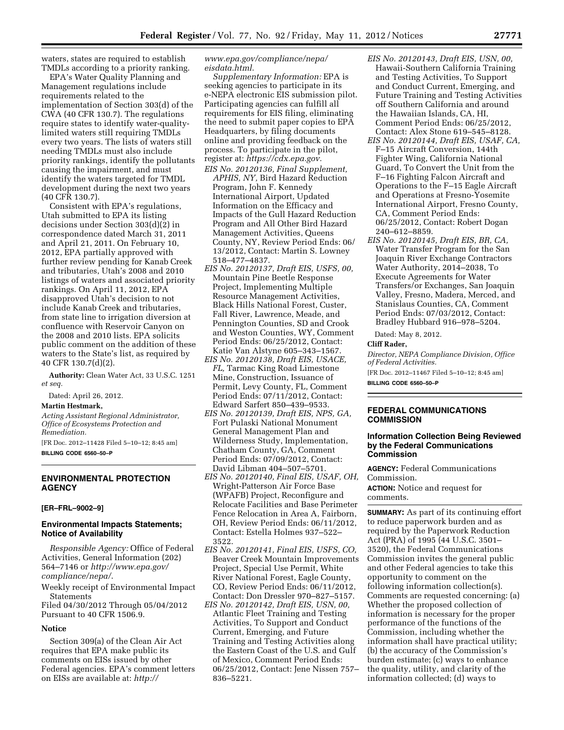waters, states are required to establish TMDLs according to a priority ranking.

EPA's Water Quality Planning and Management regulations include requirements related to the implementation of Section 303(d) of the CWA (40 CFR 130.7). The regulations require states to identify water-quality-limited waters still requiring TMDLs every two years. The lists of waters still needing TMDLs must also include priority rankings, identify the pollutants causing the impairment, and must identify the waters targeted for TMDL development during the next two years (40 CFR 130.7).

Consistent with EPA's regulations, Utah submitted to EPA its listing decisions under Section 303(d)(2) in correspondence dated March 31, 2011 and April 21, 2011. On February 10, 2012, EPA partially approved with further review pending for Kanab Creek and tributaries, Utah's 2008 and 2010 listings of waters and associated priority rankings. On April 11, 2012, EPA disapproved Utah's decision to not include Kanab Creek and tributaries, from state line to irrigation diversion at confluence with Reservoir Canyon on the 2008 and 2010 lists. EPA solicits public comment on the addition of these waters to the State's list, as required by 40 CFR 130.7(d)(2).

**Authority:** Clean Water Act, 33 U.S.C. 1251 *et seq.*

Dated: April 26, 2012.

**Martin Hestmark,**

*Acting Assistant Regional Administrator, Office of Ecosystems Protection and Remediation.*

[FR Doc. 2012–11428 Filed 5–10–12; 8:45 am]

**BILLING CODE 6560–50–P**

## ENVIRONMENTAL PROTECTION AGENCY

**[ER–FRL–9002–9]**

### Environmental Impacts Statements; Notice of Availability

*Responsible Agency:* Office of Federal Activities, General Information (202) 564–7146 or *http://www.epa.gov/compliance/nepa/*.

Weekly receipt of Environmental Impact Statements

Filed 04/30/2012 Through 05/04/2012 Pursuant to 40 CFR 1506.9.

### Notice

Section 309(a) of the Clean Air Act requires that EPA make public its comments on EISs issued by other Federal agencies. EPA's comment letters on EISs are available at: *http://www.epa.gov/compliance/nepa/eisdata.html*.

*Supplementary Information:* EPA is seeking agencies to participate in its e-NEPA electronic EIS submission pilot. Participating agencies can fulfill all requirements for EIS filing, eliminating the need to submit paper copies to EPA Headquarters, by filing documents online and providing feedback on the process. To participate in the pilot, register at: *https://cdx.epa.gov.*

*EIS No. 20120136, Final Supplement, APHIS, NY,* Bird Hazard Reduction Program, John F. Kennedy International Airport, Updated Information on the Efficacy and Impacts of the Gull Hazard Reduction Program and All Other Bird Hazard Management Activities, Queens County, NY, Review Period Ends: 06/13/2012, Contact: Martin S. Lowney 518–477–4837.

*EIS No. 20120137, Draft EIS, USFS, 00,* Mountain Pine Beetle Response Project, Implementing Multiple Resource Management Activities, Black Hills National Forest, Custer, Fall River, Lawrence, Meade, and Pennington Counties, SD and Crook and Weston Counties, WY, Comment Period Ends: 06/25/2012, Contact: Katie Van Alstyne 605–343–1567.

*EIS No. 20120138, Draft EIS, USACE, FL,* Tarmac King Road Limestone Mine, Construction, Issuance of Permit, Levy County, FL, Comment Period Ends: 07/11/2012, Contact: Edward Sarfert 850–439–9533.

*EIS No. 20120139, Draft EIS, NPS, GA,* Fort Pulaski National Monument General Management Plan and Wilderness Study, Implementation, Chatham County, GA, Comment Period Ends: 07/09/2012, Contact: David Libman 404–507–5701.

*EIS No. 20120140, Final EIS, USAF, OH,* Wright-Patterson Air Force Base (WPAFB) Project, Reconfigure and Relocate Facilities and Base Perimeter Fence Relocation in Area A, Fairborn, OH, Review Period Ends: 06/11/2012, Contact: Estella Holmes 937–522–3522.

*EIS No. 20120141, Final EIS, USFS, CO,* Beaver Creek Mountain Improvements Project, Special Use Permit, White River National Forest, Eagle County, CO, Review Period Ends: 06/11/2012, Contact: Don Dressler 970–827–5157.

*EIS No. 20120142, Draft EIS, USN, 00,* Atlantic Fleet Training and Testing Activities, To Support and Conduct Current, Emerging, and Future Training and Testing Activities along the Eastern Coast of the U.S. and Gulf of Mexico, Comment Period Ends: 06/25/2012, Contact: Jene Nissen 757–836–5221.

*EIS No. 20120143, Draft EIS, USN, 00,* Hawaii-Southern California Training and Testing Activities, To Support and Conduct Current, Emerging, and Future Training and Testing Activities off Southern California and around the Hawaiian Islands, CA, HI, Comment Period Ends: 06/25/2012, Contact: Alex Stone 619–545–8128.

*EIS No. 20120144, Draft EIS, USAF, CA,* F–15 Aircraft Conversion, 144th Fighter Wing, California National Guard, To Convert the Unit from the F–16 Fighting Falcon Aircraft and Operations to the F–15 Eagle Aircraft and Operations at Fresno-Yosemite International Airport, Fresno County, CA, Comment Period Ends: 06/25/2012, Contact: Robert Dogan 240–612–8859.

*EIS No. 20120145, Draft EIS, BR, CA,* Water Transfer Program for the San Joaquin River Exchange Contractors Water Authority, 2014–2038, To Execute Agreements for Water Transfers/or Exchanges, San Joaquin Valley, Fresno, Madera, Merced, and Stanislaus Counties, CA, Comment Period Ends: 07/03/2012, Contact: Bradley Hubbard 916–978–5204.

Dated: May 8, 2012.

**Cliff Rader,**

*Director, NEPA Compliance Division, Office of Federal Activities.*

[FR Doc. 2012–11467 Filed 5–10–12; 8:45 am]

**BILLING CODE 6560–50–P**

## FEDERAL COMMUNICATIONS COMMISSION

### Information Collection Being Reviewed by the Federal Communications Commission

**AGENCY:** Federal Communications Commission.

**ACTION:** Notice and request for comments.

**SUMMARY:** As part of its continuing effort to reduce paperwork burden and as required by the Paperwork Reduction Act (PRA) of 1995 (44 U.S.C. 3501–3520), the Federal Communications Commission invites the general public and other Federal agencies to take this opportunity to comment on the following information collection(s). Comments are requested concerning: (a) Whether the proposed collection of information is necessary for the proper performance of the functions of the Commission, including whether the information shall have practical utility; (b) the accuracy of the Commission's burden estimate; (c) ways to enhance the quality, utility, and clarity of the information collected; (d) ways to